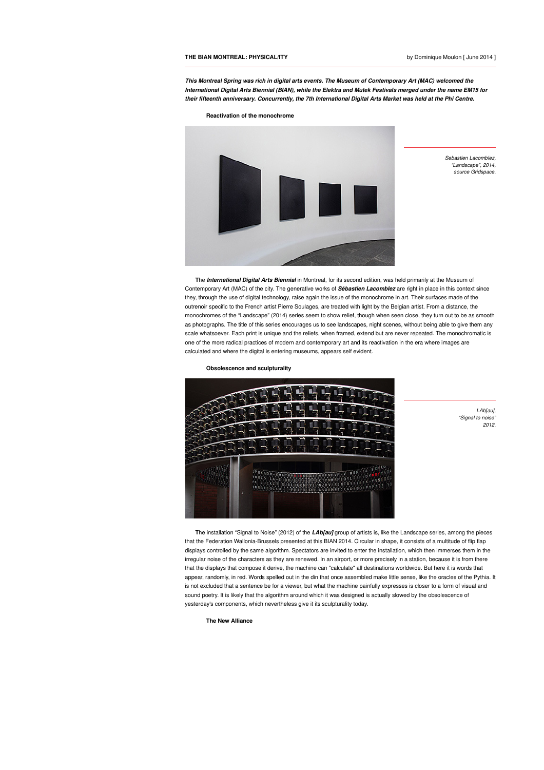# THE BIAN MONTREAL: PHYSICAL/ITY

by Dominique Moulon [ June 2014 ]

***This Montreal Spring was rich in digital arts events. The Museum of Contemporary Art (MAC) welcomed the International Digital Arts Biennial (BIAN), while the Elektra and Mutek Festivals merged under the name EM15 for their fifteenth anniversary. Concurrently, the 7th International Digital Arts Market was held at the Phi Centre.***

## Reactivation of the monochrome

*Sebastien Lacomblez, "Landscape", 2014, source Gridspace.*

The ***International Digital Arts Biennial*** in Montreal, for its second edition, was held primarily at the Museum of Contemporary Art (MAC) of the city. The generative works of ***Sébastien Lacomblez*** are right in place in this context since they, through the use of digital technology, raise again the issue of the monochrome in art. Their surfaces made of the outrenoir specific to the French artist Pierre Soulages, are treated with light by the Belgian artist. From a distance, the monochromes of the "Landscape" (2014) series seem to show relief, though when seen close, they turn out to be as smooth as photographs. The title of this series encourages us to see landscapes, night scenes, without being able to give them any scale whatsoever. Each print is unique and the reliefs, when framed, extend but are never repeated. The monochromatic is one of the more radical practices of modern and contemporary art and its reactivation in the era where images are calculated and where the digital is entering museums, appears self evident.

## Obsolescence and sculpturality

*LAb[au], "Signal to noise" 2012.*

The installation "Signal to Noise" (2012) of the ***LAb[au]*** group of artists is, like the Landscape series, among the pieces that the Federation Wallonia-Brussels presented at this BIAN 2014. Circular in shape, it consists of a multitude of flip flap displays controlled by the same algorithm. Spectators are invited to enter the installation, which then immerses them in the irregular noise of the characters as they are renewed. In an airport, or more precisely in a station, because it is from there that the displays that compose it derive, the machine can "calculate" all destinations worldwide. But here it is words that appear, randomly, in red. Words spelled out in the din that once assembled make little sense, like the oracles of the Pythia. It is not excluded that a sentence be for a viewer, but what the machine painfully expresses is closer to a form of visual and sound poetry. It is likely that the algorithm around which it was designed is actually slowed by the obsolescence of yesterday's components, which nevertheless give it its sculpturality today.

## The New Alliance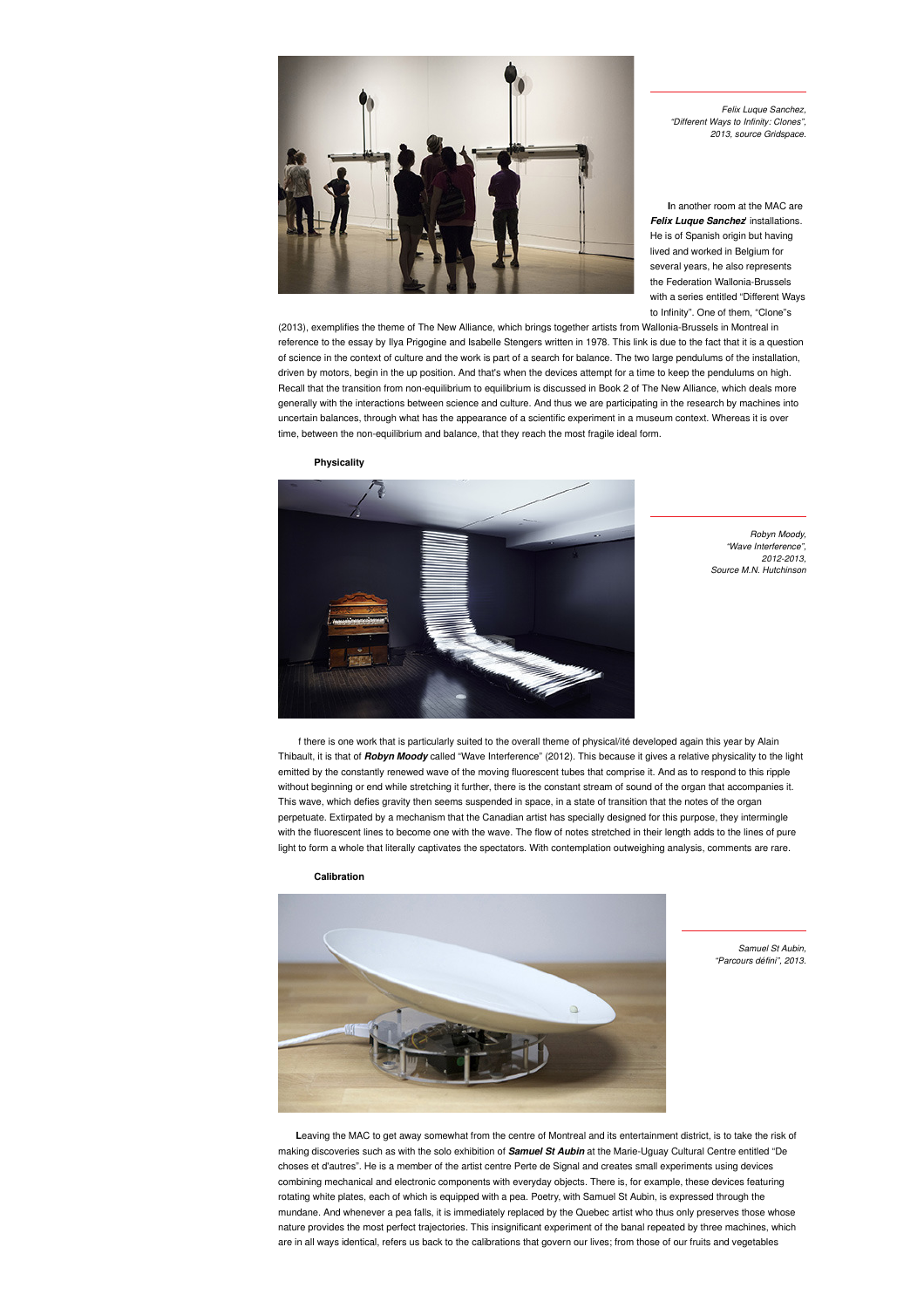*Felix Luque Sanchez, "Different Ways to Infinity: Clones", 2013, source Gridspace.*

**I**n another room at the MAC are ***Felix Luque Sanchez*** installations. He is of Spanish origin but having lived and worked in Belgium for several years, he also represents the Federation Wallonia-Brussels with a series entitled "Different Ways to Infinity". One of them, "Clone"s (2013), exemplifies the theme of The New Alliance, which brings together artists from Wallonia-Brussels in Montreal in reference to the essay by Ilya Prigogine and Isabelle Stengers written in 1978. This link is due to the fact that it is a question of science in the context of culture and the work is part of a search for balance. The two large pendulums of the installation, driven by motors, begin in the up position. And that's when the devices attempt for a time to keep the pendulums on high. Recall that the transition from non-equilibrium to equilibrium is discussed in Book 2 of The New Alliance, which deals more generally with the interactions between science and culture. And thus we are participating in the research by machines into uncertain balances, through what has the appearance of a scientific experiment in a museum context. Whereas it is over time, between the non-equilibrium and balance, that they reach the most fragile ideal form.

### Physicality

*Robyn Moody, "Wave Interference", 2012-2013, Source M.N. Hutchinson*

f there is one work that is particularly suited to the overall theme of physical/ité developed again this year by Alain Thibault, it is that of ***Robyn Moody*** called "Wave Interference" (2012). This because it gives a relative physicality to the light emitted by the constantly renewed wave of the moving fluorescent tubes that comprise it. And as to respond to this ripple without beginning or end while stretching it further, there is the constant stream of sound of the organ that accompanies it. This wave, which defies gravity then seems suspended in space, in a state of transition that the notes of the organ perpetuate. Extirpated by a mechanism that the Canadian artist has specially designed for this purpose, they intermingle with the fluorescent lines to become one with the wave. The flow of notes stretched in their length adds to the lines of pure light to form a whole that literally captivates the spectators. With contemplation outweighing analysis, comments are rare.

### Calibration

*Samuel St Aubin, "Parcours défini", 2013.*

**L**eaving the MAC to get away somewhat from the centre of Montreal and its entertainment district, is to take the risk of making discoveries such as with the solo exhibition of ***Samuel St Aubin*** at the Marie-Uguay Cultural Centre entitled "De choses et d'autres". He is a member of the artist centre Perte de Signal and creates small experiments using devices combining mechanical and electronic components with everyday objects. There is, for example, these devices featuring rotating white plates, each of which is equipped with a pea. Poetry, with Samuel St Aubin, is expressed through the mundane. And whenever a pea falls, it is immediately replaced by the Quebec artist who thus only preserves those whose nature provides the most perfect trajectories. This insignificant experiment of the banal repeated by three machines, which are in all ways identical, refers us back to the calibrations that govern our lives; from those of our fruits and vegetables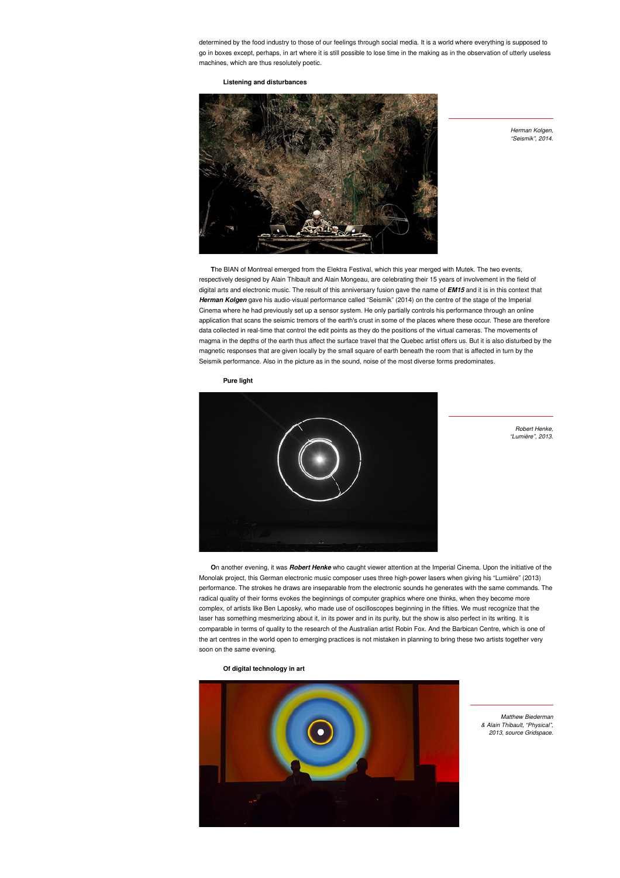determined by the food industry to those of our feelings through social media. It is a world where everything is supposed to go in boxes except, perhaps, in art where it is still possible to lose time in the making as in the observation of utterly useless machines, which are thus resolutely poetic.

### Listening and disturbances

*Herman Kolgen, "Seismik", 2014.*

The BIAN of Montreal emerged from the Elektra Festival, which this year merged with Mutek. The two events, respectively designed by Alain Thibault and Alain Mongeau, are celebrating their 15 years of involvement in the field of digital arts and electronic music. The result of this anniversary fusion gave the name of ***EM15*** and it is in this context that ***Herman Kolgen*** gave his audio-visual performance called "Seismik" (2014) on the centre of the stage of the Imperial Cinema where he had previously set up a sensor system. He only partially controls his performance through an online application that scans the seismic tremors of the earth's crust in some of the places where these occur. These are therefore data collected in real-time that control the edit points as they do the positions of the virtual cameras. The movements of magma in the depths of the earth thus affect the surface travel that the Quebec artist offers us. But it is also disturbed by the magnetic responses that are given locally by the small square of earth beneath the room that is affected in turn by the Seismik performance. Also in the picture as in the sound, noise of the most diverse forms predominates.

### Pure light

*Robert Henke, "Lumière", 2013.*

On another evening, it was ***Robert Henke*** who caught viewer attention at the Imperial Cinema. Upon the initiative of the Monolak project, this German electronic music composer uses three high-power lasers when giving his "Lumière" (2013) performance. The strokes he draws are inseparable from the electronic sounds he generates with the same commands. The radical quality of their forms evokes the beginnings of computer graphics where one thinks, when they become more complex, of artists like Ben Laposky, who made use of oscilloscopes beginning in the fifties. We must recognize that the laser has something mesmerizing about it, in its power and in its purity, but the show is also perfect in its writing. It is comparable in terms of quality to the research of the Australian artist Robin Fox. And the Barbican Centre, which is one of the art centres in the world open to emerging practices is not mistaken in planning to bring these two artists together very soon on the same evening.

### Of digital technology in art

*Matthew Biederman & Alain Thibault, "Physical", 2013, source Gridspace.*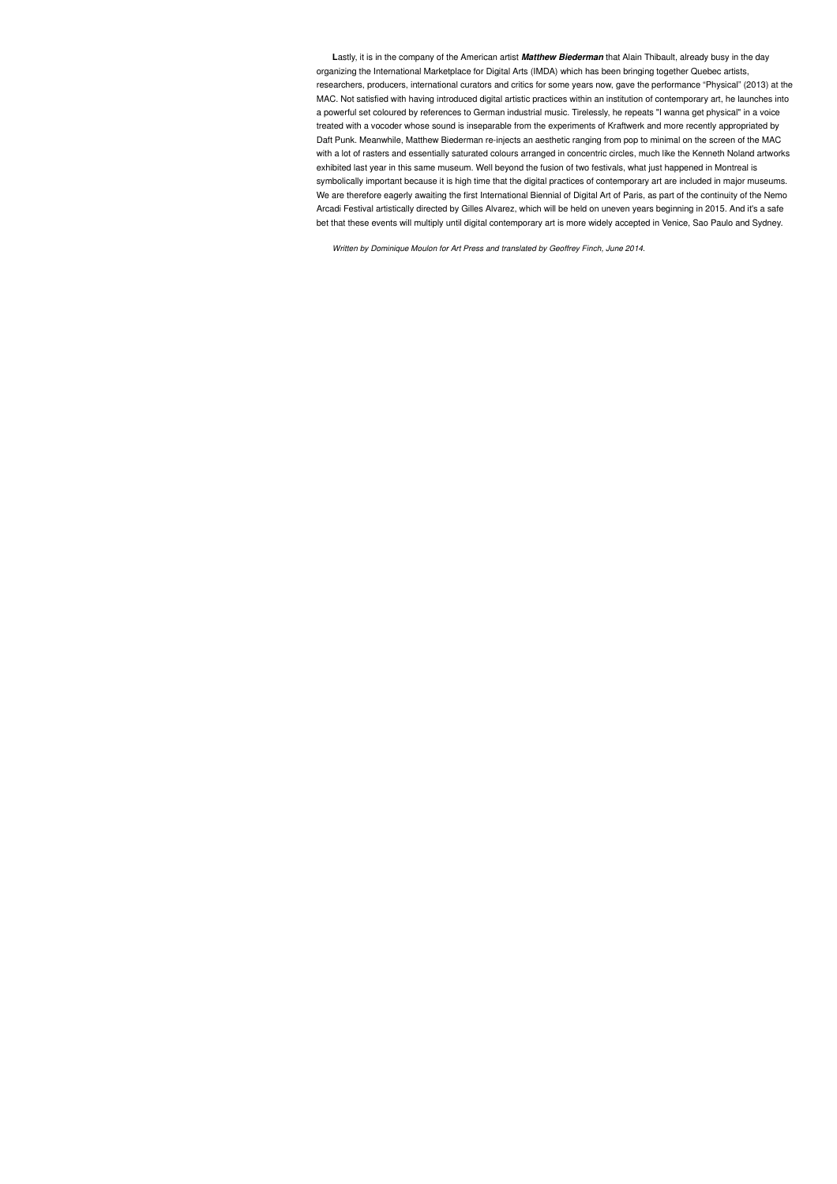**L**astly, it is in the company of the American artist ***Matthew Biederman*** that Alain Thibault, already busy in the day organizing the International Marketplace for Digital Arts (IMDA) which has been bringing together Quebec artists, researchers, producers, international curators and critics for some years now, gave the performance "Physical" (2013) at the MAC. Not satisfied with having introduced digital artistic practices within an institution of contemporary art, he launches into a powerful set coloured by references to German industrial music. Tirelessly, he repeats "I wanna get physical" in a voice treated with a vocoder whose sound is inseparable from the experiments of Kraftwerk and more recently appropriated by Daft Punk. Meanwhile, Matthew Biederman re-injects an aesthetic ranging from pop to minimal on the screen of the MAC with a lot of rasters and essentially saturated colours arranged in concentric circles, much like the Kenneth Noland artworks exhibited last year in this same museum. Well beyond the fusion of two festivals, what just happened in Montreal is symbolically important because it is high time that the digital practices of contemporary art are included in major museums. We are therefore eagerly awaiting the first International Biennial of Digital Art of Paris, as part of the continuity of the Nemo Arcadi Festival artistically directed by Gilles Alvarez, which will be held on uneven years beginning in 2015. And it's a safe bet that these events will multiply until digital contemporary art is more widely accepted in Venice, Sao Paulo and Sydney.

*Written by Dominique Moulon for Art Press and translated by Geoffrey Finch, June 2014.*